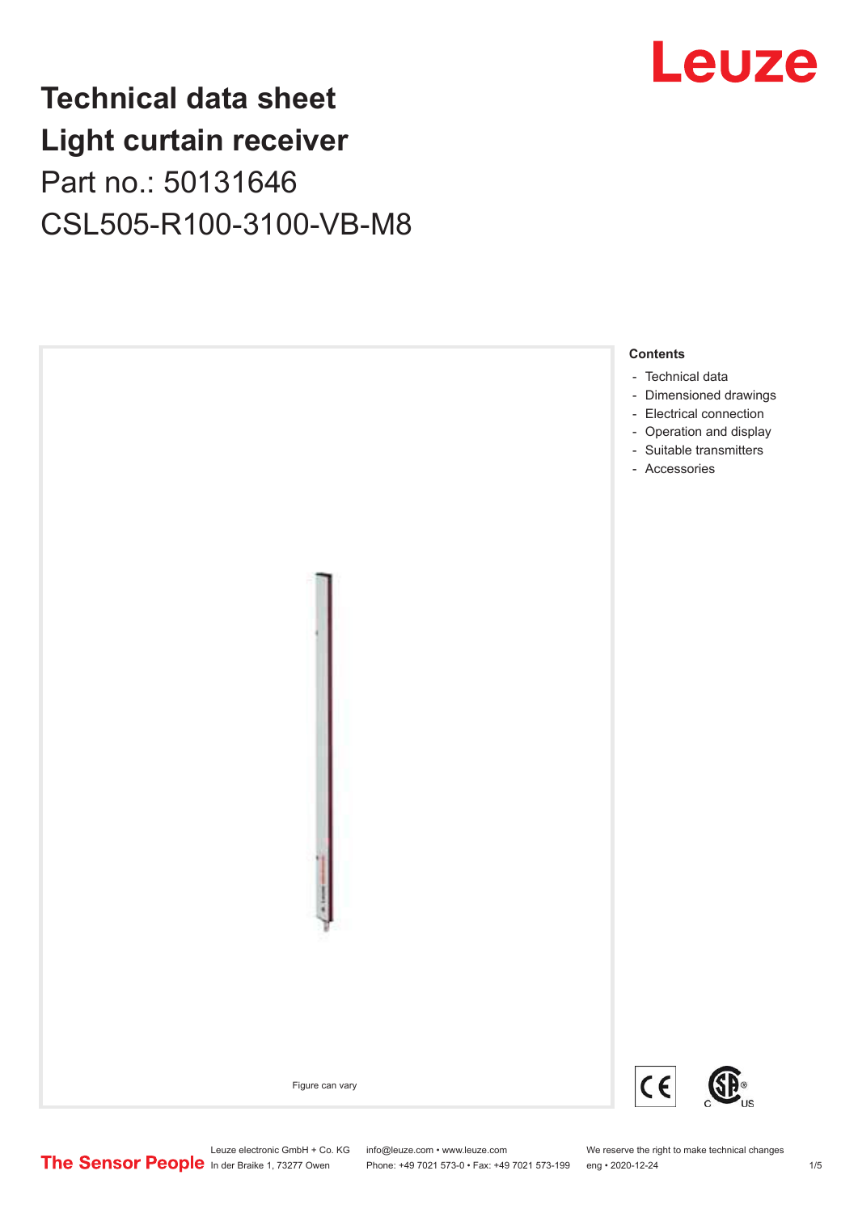# Technical data sheet
# Light curtain receiver
## Part no.: 50131646
## CSL505-R100-3100-VB-M8

Figure can vary

**Contents**

- Technical data
- Dimensioned drawings
- Electrical connection
- Operation and display
- Suitable transmitters
- Accessories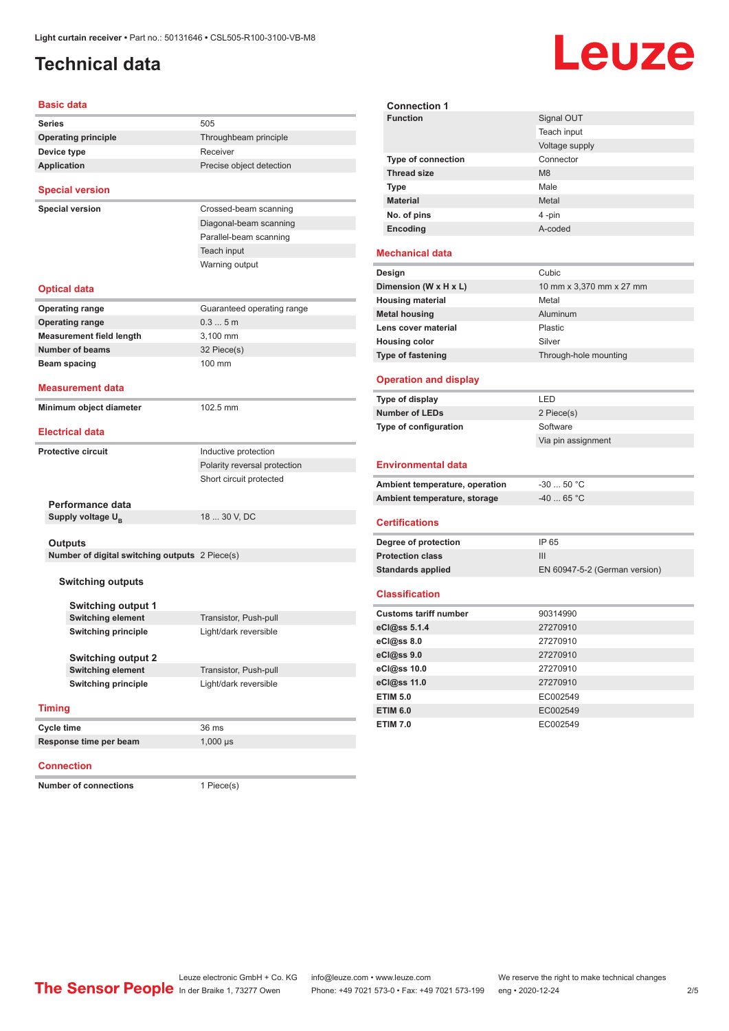Light curtain receiver • Part no.: 50131646 • CSL505-R100-3100-VB-M8

# Technical data

## Basic data

| | |
|---|---|
| **Series** | 505 |
| **Operating principle** | Throughbeam principle |
| **Device type** | Receiver |
| **Application** | Precise object detection |

## Special version

| | |
|---|---|
| **Special version** | Crossed-beam scanning |
| | Diagonal-beam scanning |
| | Parallel-beam scanning |
| | Teach input |
| | Warning output |

## Optical data

| | |
|---|---|
| **Operating range** | Guaranteed operating range |
| **Operating range** | 0.3 ... 5 m |
| **Measurement field length** | 3,100 mm |
| **Number of beams** | 32 Piece(s) |
| **Beam spacing** | 100 mm |

## Measurement data

| | |
|---|---|
| **Minimum object diameter** | 102.5 mm |

## Electrical data

| | |
|---|---|
| **Protective circuit** | Inductive protection |
| | Polarity reversal protection |
| | Short circuit protected |

### Performance data

| | |
|---|---|
| **Supply voltage $U_B$** | 18 ... 30 V, DC |

### Outputs

| | |
|---|---|
| **Number of digital switching outputs** | 2 Piece(s) |

#### Switching outputs

##### Switching output 1

| | |
|---|---|
| **Switching element** | Transistor, Push-pull |
| **Switching principle** | Light/dark reversible |

##### Switching output 2

| | |
|---|---|
| **Switching element** | Transistor, Push-pull |
| **Switching principle** | Light/dark reversible |

## Timing

| | |
|---|---|
| **Cycle time** | 36 ms |
| **Response time per beam** | 1,000 µs |

## Connection

| | |
|---|---|
| **Number of connections** | 1 Piece(s) |

### Connection 1

| | |
|---|---|
| **Function** | Signal OUT |
| | Teach input |
| | Voltage supply |
| **Type of connection** | Connector |
| **Thread size** | M8 |
| **Type** | Male |
| **Material** | Metal |
| **No. of pins** | 4 -pin |
| **Encoding** | A-coded |

## Mechanical data

| | |
|---|---|
| **Design** | Cubic |
| **Dimension (W x H x L)** | 10 mm x 3,370 mm x 27 mm |
| **Housing material** | Metal |
| **Metal housing** | Aluminum |
| **Lens cover material** | Plastic |
| **Housing color** | Silver |
| **Type of fastening** | Through-hole mounting |

## Operation and display

| | |
|---|---|
| **Type of display** | LED |
| **Number of LEDs** | 2 Piece(s) |
| **Type of configuration** | Software |
| | Via pin assignment |

## Environmental data

| | |
|---|---|
| **Ambient temperature, operation** | -30 ... 50 °C |
| **Ambient temperature, storage** | -40 ... 65 °C |

## Certifications

| | |
|---|---|
| **Degree of protection** | IP 65 |
| **Protection class** | III |
| **Standards applied** | EN 60947-5-2 (German version) |

## Classification

| | |
|---|---|
| **Customs tariff number** | 90314990 |
| **eCl@ss 5.1.4** | 27270910 |
| **eCl@ss 8.0** | 27270910 |
| **eCl@ss 9.0** | 27270910 |
| **eCl@ss 10.0** | 27270910 |
| **eCl@ss 11.0** | 27270910 |
| **ETIM 5.0** | EC002549 |
| **ETIM 6.0** | EC002549 |
| **ETIM 7.0** | EC002549 |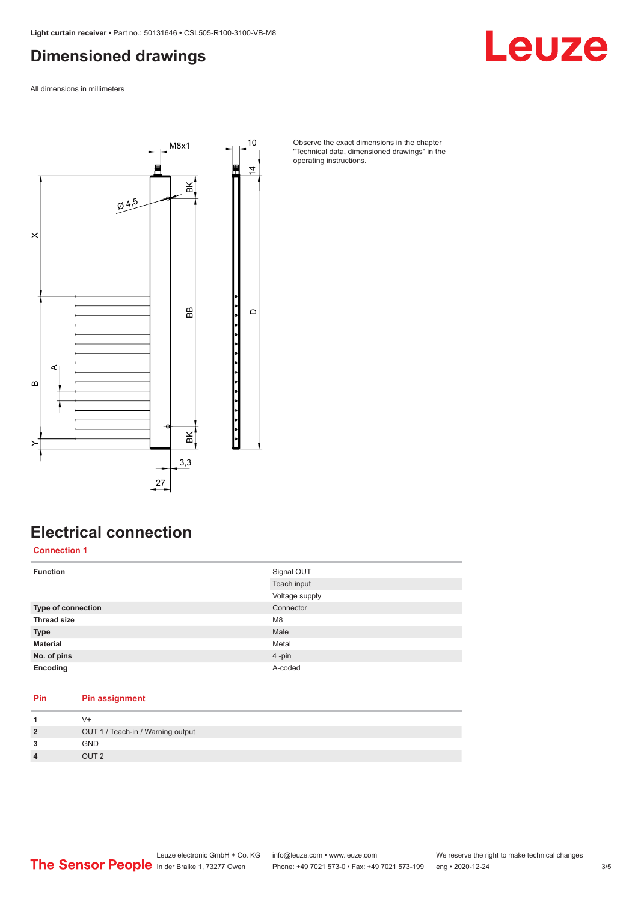# Dimensioned drawings

All dimensions in millimeters

Observe the exact dimensions in the chapter "Technical data, dimensioned drawings" in the operating instructions.

# Electrical connection

## Connection 1

| | |
|---|---|
| **Function** | Signal OUT |
| | Teach input |
| | Voltage supply |
| **Type of connection** | Connector |
| **Thread size** | M8 |
| **Type** | Male |
| **Material** | Metal |
| **No. of pins** | 4 -pin |
| **Encoding** | A-coded |

| Pin | Pin assignment |
|---|---|
| **1** | V+ |
| **2** | OUT 1 / Teach-in / Warning output |
| **3** | GND |
| **4** | OUT 2 |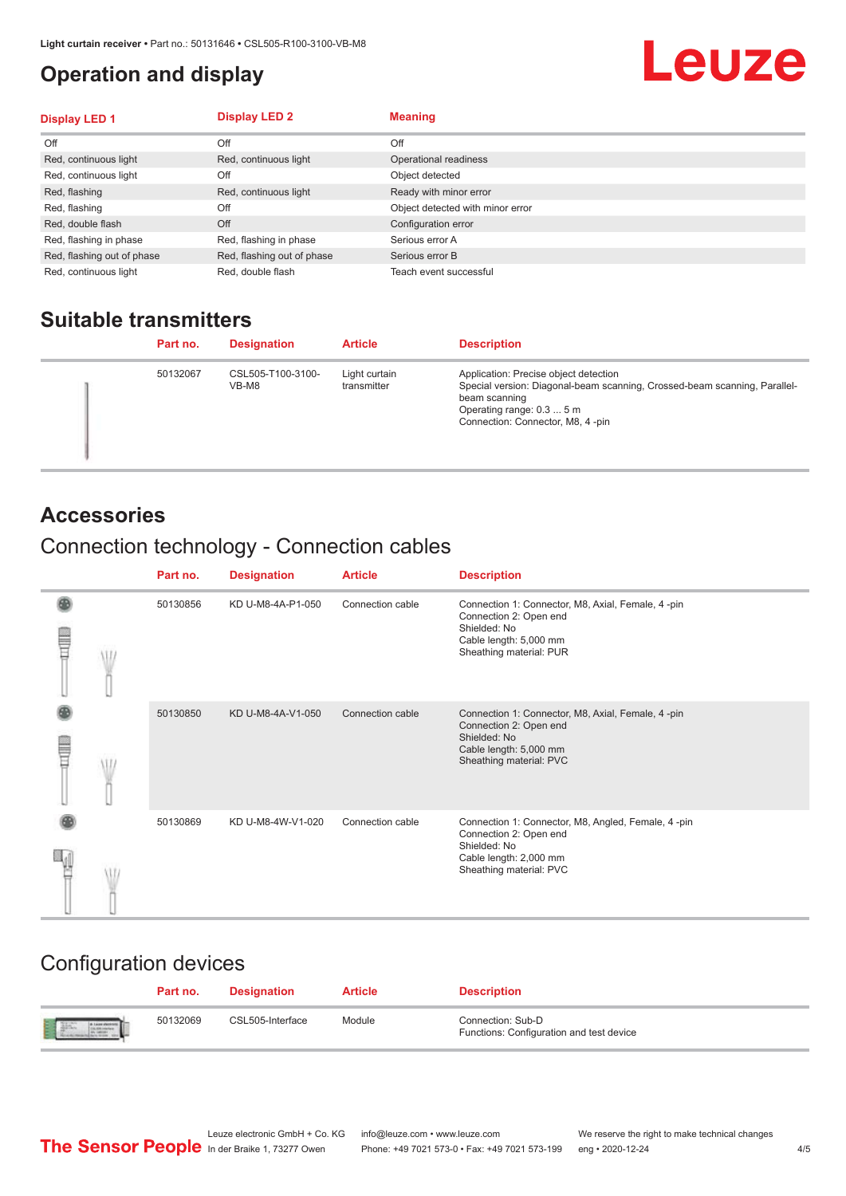# Operation and display

| Display LED 1 | Display LED 2 | Meaning |
|---|---|---|
| Off | Off | Off |
| Red, continuous light | Red, continuous light | Operational readiness |
| Red, continuous light | Off | Object detected |
| Red, flashing | Red, continuous light | Ready with minor error |
| Red, flashing | Off | Object detected with minor error |
| Red, double flash | Off | Configuration error |
| Red, flashing in phase | Red, flashing in phase | Serious error A |
| Red, flashing out of phase | Red, flashing out of phase | Serious error B |
| Red, continuous light | Red, double flash | Teach event successful |

## Suitable transmitters

| Part no. | Designation | Article | Description |
|---|---|---|---|
| 50132067 | CSL505-T100-3100-VB-M8 | Light curtain transmitter | Application: Precise object detection<br>Special version: Diagonal-beam scanning, Crossed-beam scanning, Parallel-beam scanning<br>Operating range: 0.3 ... 5 m<br>Connection: Connector, M8, 4 -pin |

## Accessories

### Connection technology - Connection cables

| Part no. | Designation | Article | Description |
|---|---|---|---|
| 50130856 | KD U-M8-4A-P1-050 | Connection cable | Connection 1: Connector, M8, Axial, Female, 4 -pin<br>Connection 2: Open end<br>Shielded: No<br>Cable length: 5,000 mm<br>Sheathing material: PUR |
| 50130850 | KD U-M8-4A-V1-050 | Connection cable | Connection 1: Connector, M8, Axial, Female, 4 -pin<br>Connection 2: Open end<br>Shielded: No<br>Cable length: 5,000 mm<br>Sheathing material: PVC |
| 50130869 | KD U-M8-4W-V1-020 | Connection cable | Connection 1: Connector, M8, Angled, Female, 4 -pin<br>Connection 2: Open end<br>Shielded: No<br>Cable length: 2,000 mm<br>Sheathing material: PVC |

### Configuration devices

| Part no. | Designation | Article | Description |
|---|---|---|---|
| 50132069 | CSL505-Interface | Module | Connection: Sub-D<br>Functions: Configuration and test device |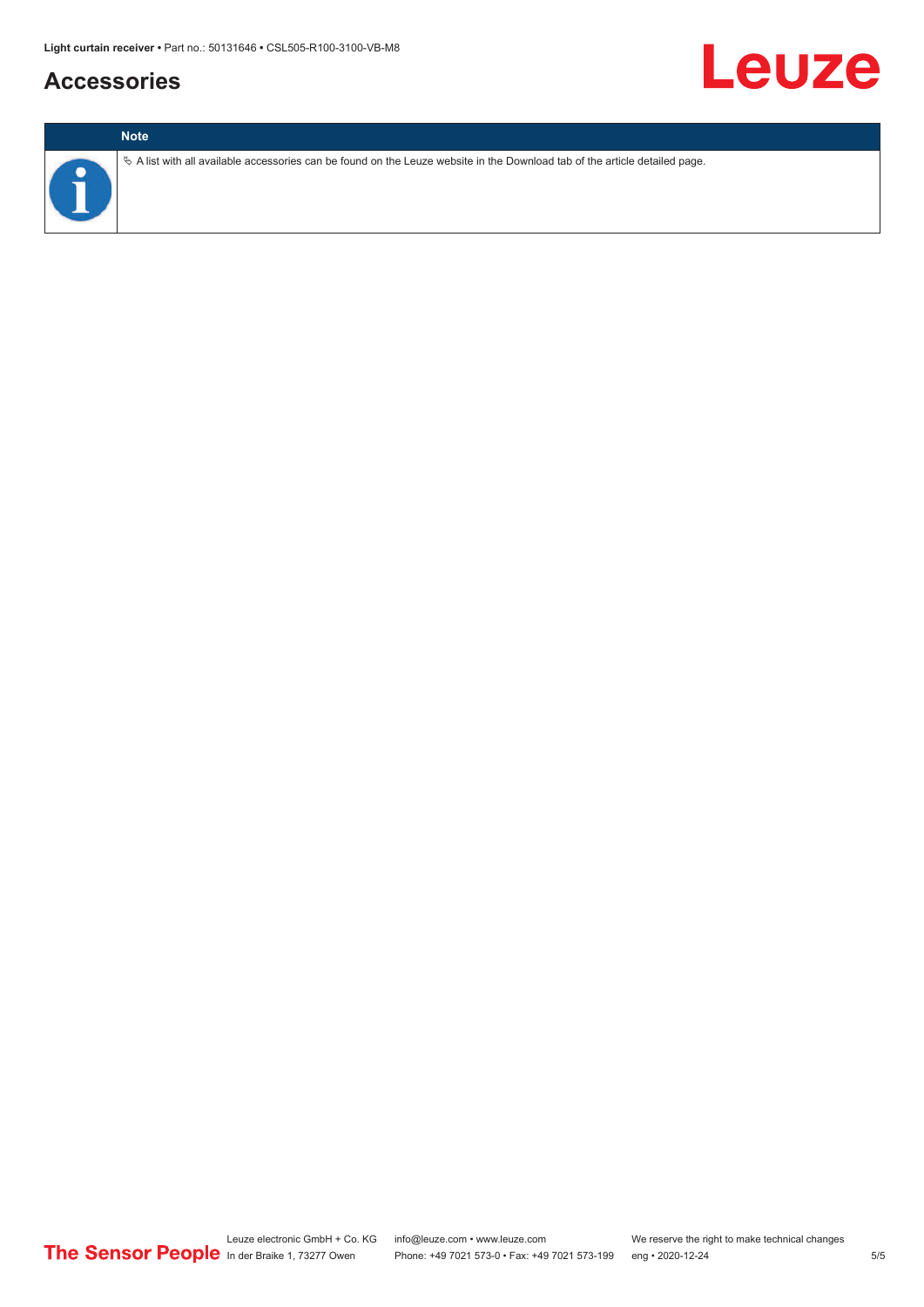## Accessories

| | Note |
|---|---|
| | ↳ A list with all available accessories can be found on the Leuze website in the Download tab of the article detailed page. |